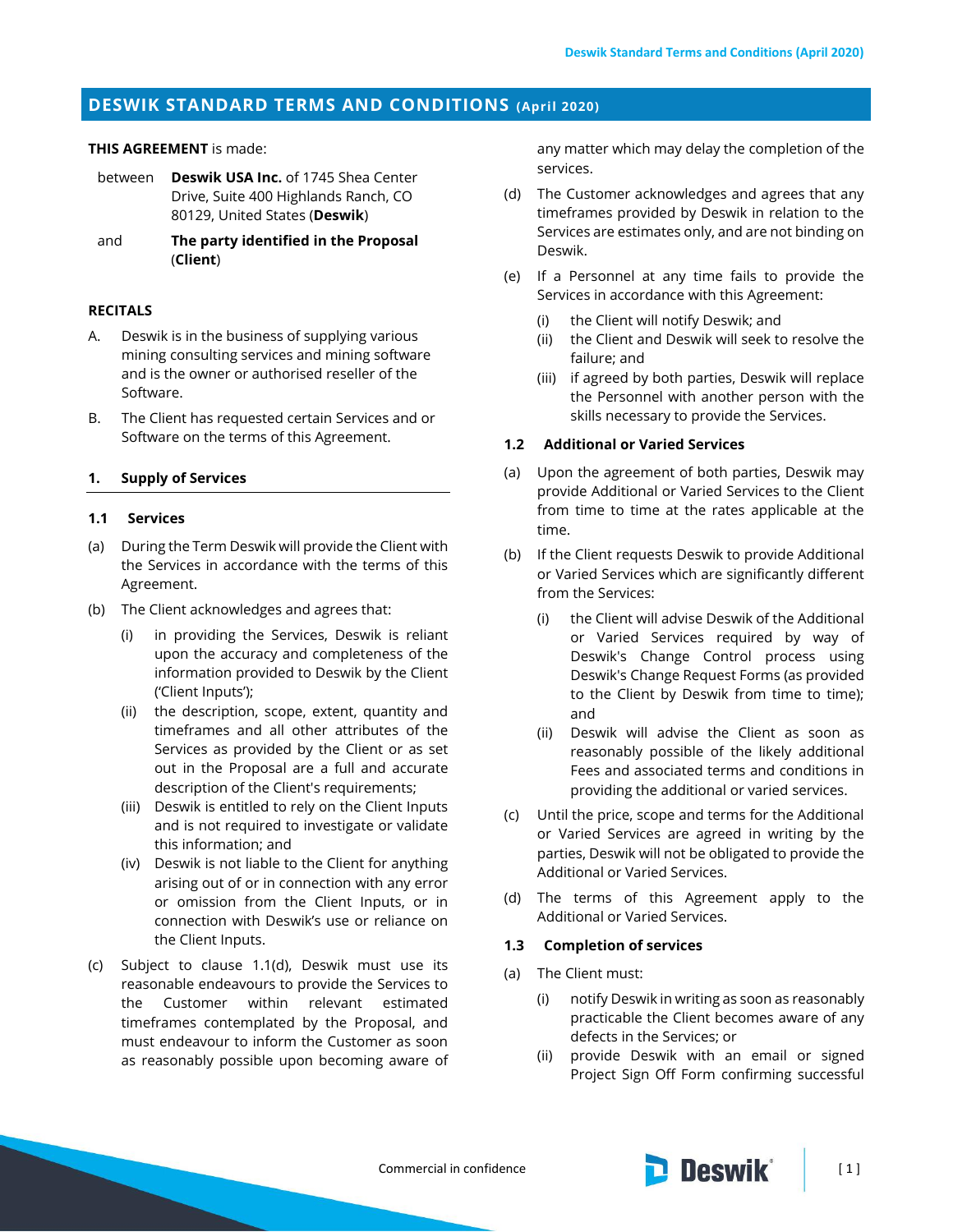# DESWIK STANDARD TERMS AND CONDITIONS (April 2020)

**THIS AGREEMENT** is made:

between **Deswik USA Inc.** of 1745 Shea Center Drive, Suite 400 Highlands Ranch, CO 80129, United States (**Deswik**)

and **The party identified in the Proposal** (**Client**)

**RECITALS**

A. Deswik is in the business of supplying various mining consulting services and mining software and is the owner or authorised reseller of the Software.

B. The Client has requested certain Services and or Software on the terms of this Agreement.

## 1. Supply of Services

### 1.1 Services

(a) During the Term Deswik will provide the Client with the Services in accordance with the terms of this Agreement.

(b) The Client acknowledges and agrees that:

(i) in providing the Services, Deswik is reliant upon the accuracy and completeness of the information provided to Deswik by the Client ('Client Inputs');

(ii) the description, scope, extent, quantity and timeframes and all other attributes of the Services as provided by the Client or as set out in the Proposal are a full and accurate description of the Client's requirements;

(iii) Deswik is entitled to rely on the Client Inputs and is not required to investigate or validate this information; and

(iv) Deswik is not liable to the Client for anything arising out of or in connection with any error or omission from the Client Inputs, or in connection with Deswik's use or reliance on the Client Inputs.

(c) Subject to clause 1.1(d), Deswik must use its reasonable endeavours to provide the Services to the Customer within relevant estimated timeframes contemplated by the Proposal, and must endeavour to inform the Customer as soon as reasonably possible upon becoming aware of any matter which may delay the completion of the services.

(d) The Customer acknowledges and agrees that any timeframes provided by Deswik in relation to the Services are estimates only, and are not binding on Deswik.

(e) If a Personnel at any time fails to provide the Services in accordance with this Agreement:

(i) the Client will notify Deswik; and

(ii) the Client and Deswik will seek to resolve the failure; and

(iii) if agreed by both parties, Deswik will replace the Personnel with another person with the skills necessary to provide the Services.

### 1.2 Additional or Varied Services

(a) Upon the agreement of both parties, Deswik may provide Additional or Varied Services to the Client from time to time at the rates applicable at the time.

(b) If the Client requests Deswik to provide Additional or Varied Services which are significantly different from the Services:

(i) the Client will advise Deswik of the Additional or Varied Services required by way of Deswik's Change Control process using Deswik's Change Request Forms (as provided to the Client by Deswik from time to time); and

(ii) Deswik will advise the Client as soon as reasonably possible of the likely additional Fees and associated terms and conditions in providing the additional or varied services.

(c) Until the price, scope and terms for the Additional or Varied Services are agreed in writing by the parties, Deswik will not be obligated to provide the Additional or Varied Services.

(d) The terms of this Agreement apply to the Additional or Varied Services.

### 1.3 Completion of services

(a) The Client must:

(i) notify Deswik in writing as soon as reasonably practicable the Client becomes aware of any defects in the Services; or

(ii) provide Deswik with an email or signed Project Sign Off Form confirming successful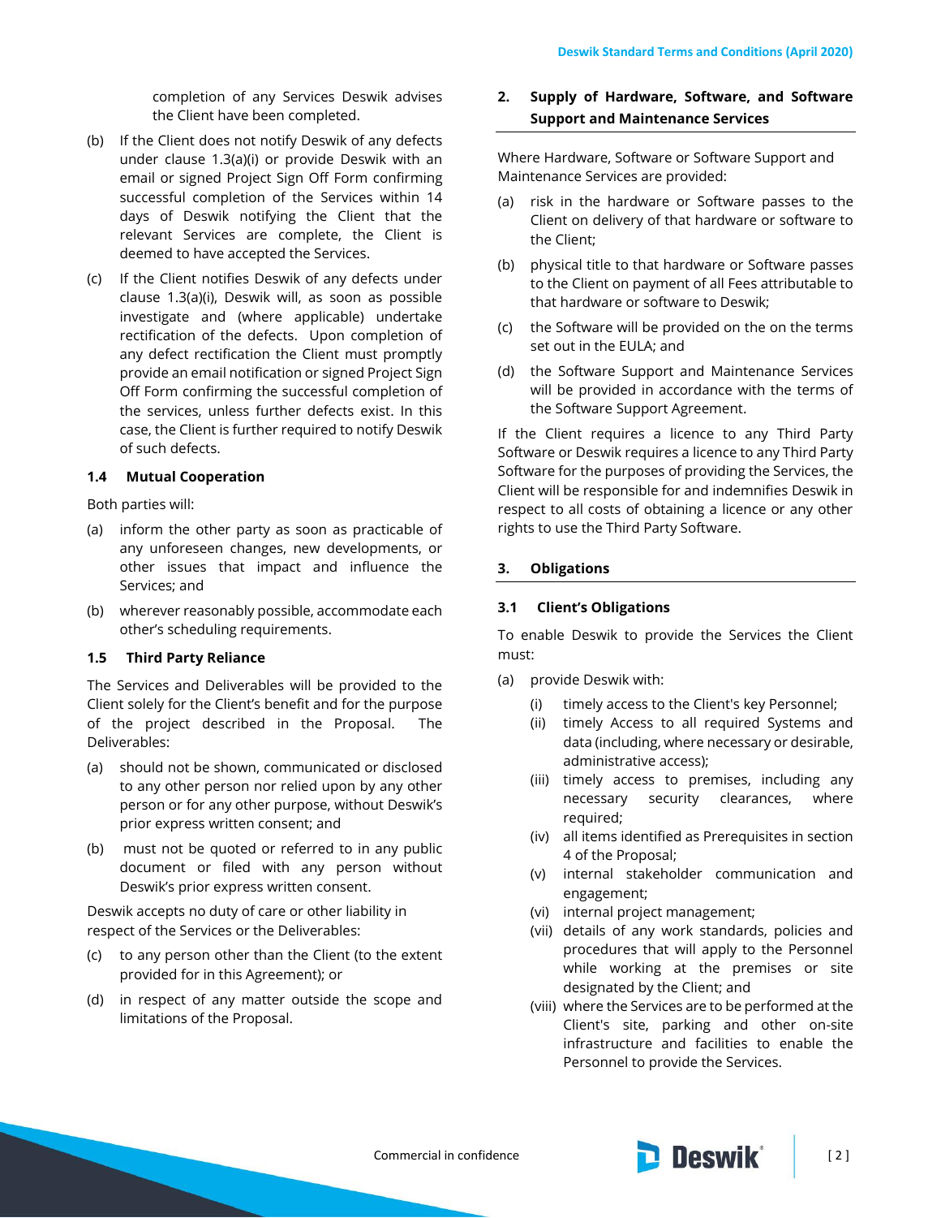completion of any Services Deswik advises the Client have been completed.

(b) If the Client does not notify Deswik of any defects under clause 1.3(a)(i) or provide Deswik with an email or signed Project Sign Off Form confirming successful completion of the Services within 14 days of Deswik notifying the Client that the relevant Services are complete, the Client is deemed to have accepted the Services.

(c) If the Client notifies Deswik of any defects under clause 1.3(a)(i), Deswik will, as soon as possible investigate and (where applicable) undertake rectification of the defects. Upon completion of any defect rectification the Client must promptly provide an email notification or signed Project Sign Off Form confirming the successful completion of the services, unless further defects exist. In this case, the Client is further required to notify Deswik of such defects.

### 1.4 Mutual Cooperation

Both parties will:

(a) inform the other party as soon as practicable of any unforeseen changes, new developments, or other issues that impact and influence the Services; and

(b) wherever reasonably possible, accommodate each other's scheduling requirements.

### 1.5 Third Party Reliance

The Services and Deliverables will be provided to the Client solely for the Client's benefit and for the purpose of the project described in the Proposal. The Deliverables:

(a) should not be shown, communicated or disclosed to any other person nor relied upon by any other person or for any other purpose, without Deswik's prior express written consent; and

(b) must not be quoted or referred to in any public document or filed with any person without Deswik's prior express written consent.

Deswik accepts no duty of care or other liability in respect of the Services or the Deliverables:

(c) to any person other than the Client (to the extent provided for in this Agreement); or

(d) in respect of any matter outside the scope and limitations of the Proposal.

## 2. Supply of Hardware, Software, and Software Support and Maintenance Services

Where Hardware, Software or Software Support and Maintenance Services are provided:

(a) risk in the hardware or Software passes to the Client on delivery of that hardware or software to the Client;

(b) physical title to that hardware or Software passes to the Client on payment of all Fees attributable to that hardware or software to Deswik;

(c) the Software will be provided on the on the terms set out in the EULA; and

(d) the Software Support and Maintenance Services will be provided in accordance with the terms of the Software Support Agreement.

If the Client requires a licence to any Third Party Software or Deswik requires a licence to any Third Party Software for the purposes of providing the Services, the Client will be responsible for and indemnifies Deswik in respect to all costs of obtaining a licence or any other rights to use the Third Party Software.

## 3. Obligations

### 3.1 Client's Obligations

To enable Deswik to provide the Services the Client must:

(a) provide Deswik with:

(i) timely access to the Client's key Personnel;

(ii) timely Access to all required Systems and data (including, where necessary or desirable, administrative access);

(iii) timely access to premises, including any necessary security clearances, where required;

(iv) all items identified as Prerequisites in section 4 of the Proposal;

(v) internal stakeholder communication and engagement;

(vi) internal project management;

(vii) details of any work standards, policies and procedures that will apply to the Personnel while working at the premises or site designated by the Client; and

(viii) where the Services are to be performed at the Client's site, parking and other on-site infrastructure and facilities to enable the Personnel to provide the Services.

Commercial in confidence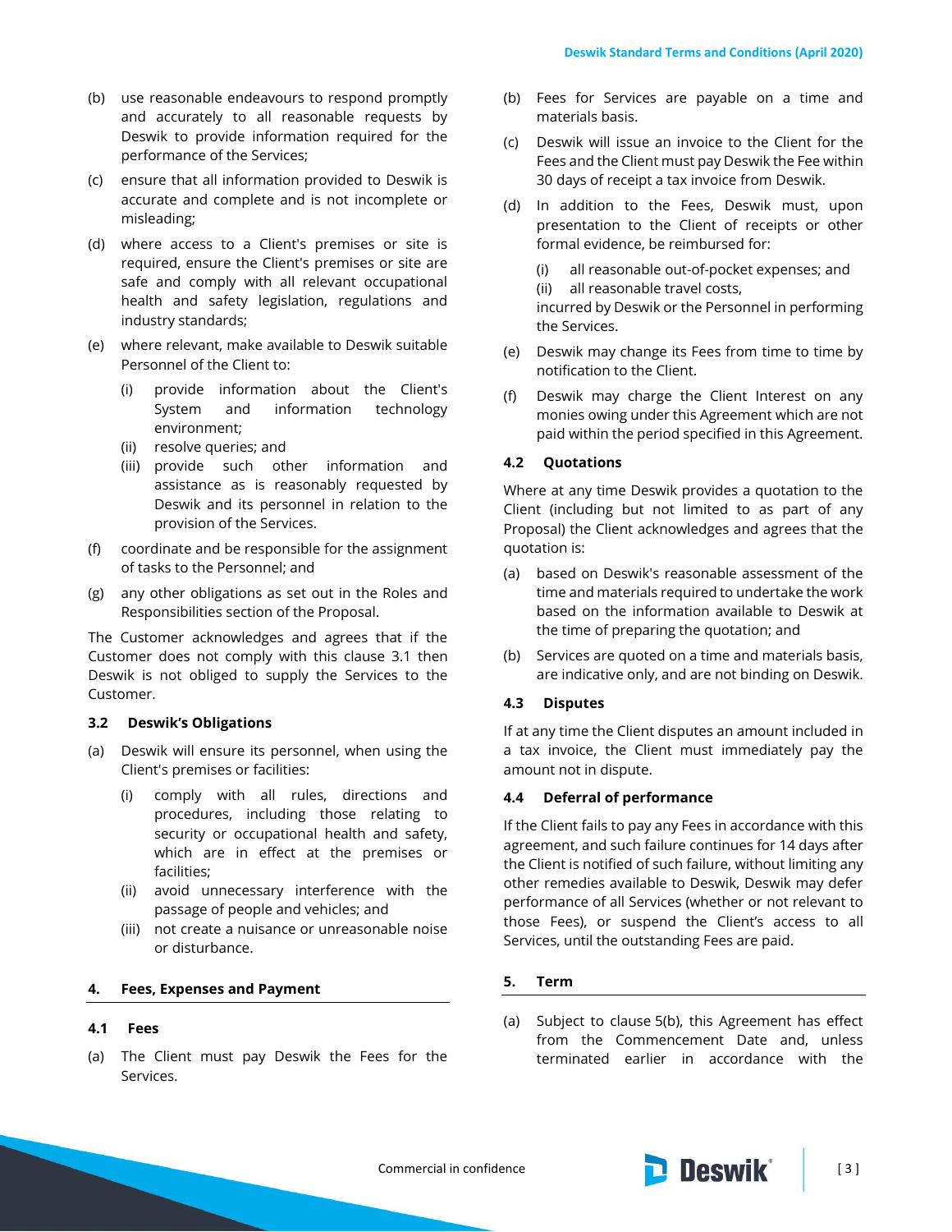(b) use reasonable endeavours to respond promptly and accurately to all reasonable requests by Deswik to provide information required for the performance of the Services;

(c) ensure that all information provided to Deswik is accurate and complete and is not incomplete or misleading;

(d) where access to a Client's premises or site is required, ensure the Client's premises or site are safe and comply with all relevant occupational health and safety legislation, regulations and industry standards;

(e) where relevant, make available to Deswik suitable Personnel of the Client to:

   (i) provide information about the Client's System and information technology environment;
   
   (ii) resolve queries; and
   
   (iii) provide such other information and assistance as is reasonably requested by Deswik and its personnel in relation to the provision of the Services.

(f) coordinate and be responsible for the assignment of tasks to the Personnel; and

(g) any other obligations as set out in the Roles and Responsibilities section of the Proposal.

The Customer acknowledges and agrees that if the Customer does not comply with this clause 3.1 then Deswik is not obliged to supply the Services to the Customer.

### 3.2 Deswik's Obligations

(a) Deswik will ensure its personnel, when using the Client's premises or facilities:

   (i) comply with all rules, directions and procedures, including those relating to security or occupational health and safety, which are in effect at the premises or facilities;
   
   (ii) avoid unnecessary interference with the passage of people and vehicles; and
   
   (iii) not create a nuisance or unreasonable noise or disturbance.

## 4. Fees, Expenses and Payment

### 4.1 Fees

(a) The Client must pay Deswik the Fees for the Services.

(b) Fees for Services are payable on a time and materials basis.

(c) Deswik will issue an invoice to the Client for the Fees and the Client must pay Deswik the Fee within 30 days of receipt a tax invoice from Deswik.

(d) In addition to the Fees, Deswik must, upon presentation to the Client of receipts or other formal evidence, be reimbursed for:

   (i) all reasonable out-of-pocket expenses; and
   
   (ii) all reasonable travel costs,
   
   incurred by Deswik or the Personnel in performing the Services.

(e) Deswik may change its Fees from time to time by notification to the Client.

(f) Deswik may charge the Client Interest on any monies owing under this Agreement which are not paid within the period specified in this Agreement.

### 4.2 Quotations

Where at any time Deswik provides a quotation to the Client (including but not limited to as part of any Proposal) the Client acknowledges and agrees that the quotation is:

(a) based on Deswik's reasonable assessment of the time and materials required to undertake the work based on the information available to Deswik at the time of preparing the quotation; and

(b) Services are quoted on a time and materials basis, are indicative only, and are not binding on Deswik.

### 4.3 Disputes

If at any time the Client disputes an amount included in a tax invoice, the Client must immediately pay the amount not in dispute.

### 4.4 Deferral of performance

If the Client fails to pay any Fees in accordance with this agreement, and such failure continues for 14 days after the Client is notified of such failure, without limiting any other remedies available to Deswik, Deswik may defer performance of all Services (whether or not relevant to those Fees), or suspend the Client's access to all Services, until the outstanding Fees are paid.

## 5. Term

(a) Subject to clause 5(b), this Agreement has effect from the Commencement Date and, unless terminated earlier in accordance with the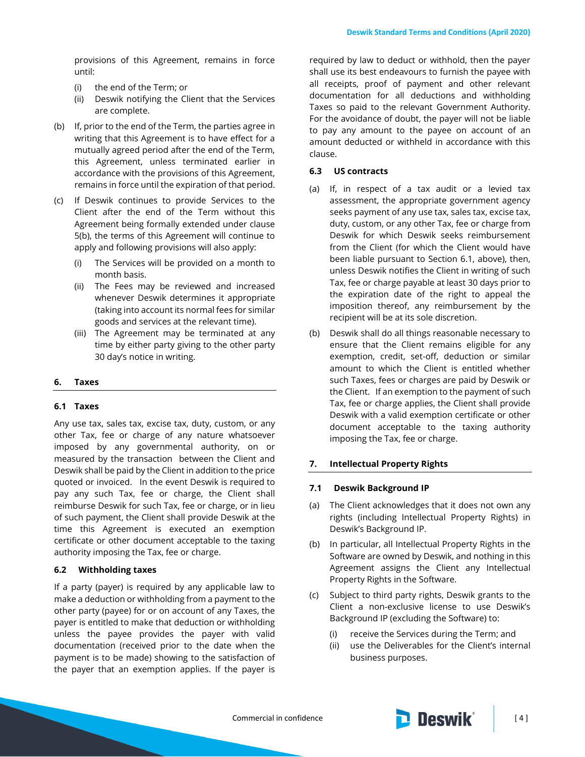provisions of this Agreement, remains in force until:

(i) the end of the Term; or
(ii) Deswik notifying the Client that the Services are complete.

(b) If, prior to the end of the Term, the parties agree in writing that this Agreement is to have effect for a mutually agreed period after the end of the Term, this Agreement, unless terminated earlier in accordance with the provisions of this Agreement, remains in force until the expiration of that period.

(c) If Deswik continues to provide Services to the Client after the end of the Term without this Agreement being formally extended under clause 5(b), the terms of this Agreement will continue to apply and following provisions will also apply:

(i) The Services will be provided on a month to month basis.
(ii) The Fees may be reviewed and increased whenever Deswik determines it appropriate (taking into account its normal fees for similar goods and services at the relevant time).
(iii) The Agreement may be terminated at any time by either party giving to the other party 30 day's notice in writing.

## 6. Taxes

### 6.1 Taxes

Any use tax, sales tax, excise tax, duty, custom, or any other Tax, fee or charge of any nature whatsoever imposed by any governmental authority, on or measured by the transaction between the Client and Deswik shall be paid by the Client in addition to the price quoted or invoiced. In the event Deswik is required to pay any such Tax, fee or charge, the Client shall reimburse Deswik for such Tax, fee or charge, or in lieu of such payment, the Client shall provide Deswik at the time this Agreement is executed an exemption certificate or other document acceptable to the taxing authority imposing the Tax, fee or charge.

### 6.2 Withholding taxes

If a party (payer) is required by any applicable law to make a deduction or withholding from a payment to the other party (payee) for or on account of any Taxes, the payer is entitled to make that deduction or withholding unless the payee provides the payer with valid documentation (received prior to the date when the payment is to be made) showing to the satisfaction of the payer that an exemption applies. If the payer is required by law to deduct or withhold, then the payer shall use its best endeavours to furnish the payee with all receipts, proof of payment and other relevant documentation for all deductions and withholding Taxes so paid to the relevant Government Authority. For the avoidance of doubt, the payer will not be liable to pay any amount to the payee on account of an amount deducted or withheld in accordance with this clause.

### 6.3 US contracts

(a) If, in respect of a tax audit or a levied tax assessment, the appropriate government agency seeks payment of any use tax, sales tax, excise tax, duty, custom, or any other Tax, fee or charge from Deswik for which Deswik seeks reimbursement from the Client (for which the Client would have been liable pursuant to Section 6.1, above), then, unless Deswik notifies the Client in writing of such Tax, fee or charge payable at least 30 days prior to the expiration date of the right to appeal the imposition thereof, any reimbursement by the recipient will be at its sole discretion.

(b) Deswik shall do all things reasonable necessary to ensure that the Client remains eligible for any exemption, credit, set-off, deduction or similar amount to which the Client is entitled whether such Taxes, fees or charges are paid by Deswik or the Client. If an exemption to the payment of such Tax, fee or charge applies, the Client shall provide Deswik with a valid exemption certificate or other document acceptable to the taxing authority imposing the Tax, fee or charge.

## 7. Intellectual Property Rights

### 7.1 Deswik Background IP

(a) The Client acknowledges that it does not own any rights (including Intellectual Property Rights) in Deswik's Background IP.

(b) In particular, all Intellectual Property Rights in the Software are owned by Deswik, and nothing in this Agreement assigns the Client any Intellectual Property Rights in the Software.

(c) Subject to third party rights, Deswik grants to the Client a non-exclusive license to use Deswik's Background IP (excluding the Software) to:

(i) receive the Services during the Term; and
(ii) use the Deliverables for the Client's internal business purposes.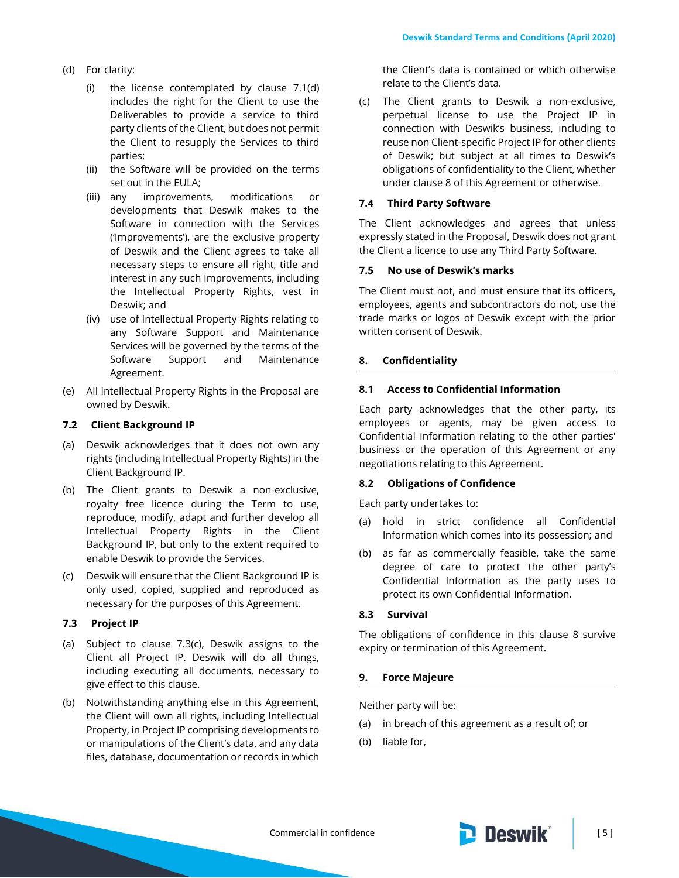(d) For clarity:

(i) the license contemplated by clause 7.1(d) includes the right for the Client to use the Deliverables to provide a service to third party clients of the Client, but does not permit the Client to resupply the Services to third parties;

(ii) the Software will be provided on the terms set out in the EULA;

(iii) any improvements, modifications or developments that Deswik makes to the Software in connection with the Services ('Improvements'), are the exclusive property of Deswik and the Client agrees to take all necessary steps to ensure all right, title and interest in any such Improvements, including the Intellectual Property Rights, vest in Deswik; and

(iv) use of Intellectual Property Rights relating to any Software Support and Maintenance Services will be governed by the terms of the Software Support and Maintenance Agreement.

(e) All Intellectual Property Rights in the Proposal are owned by Deswik.

### 7.2 Client Background IP

(a) Deswik acknowledges that it does not own any rights (including Intellectual Property Rights) in the Client Background IP.

(b) The Client grants to Deswik a non-exclusive, royalty free licence during the Term to use, reproduce, modify, adapt and further develop all Intellectual Property Rights in the Client Background IP, but only to the extent required to enable Deswik to provide the Services.

(c) Deswik will ensure that the Client Background IP is only used, copied, supplied and reproduced as necessary for the purposes of this Agreement.

### 7.3 Project IP

(a) Subject to clause 7.3(c), Deswik assigns to the Client all Project IP. Deswik will do all things, including executing all documents, necessary to give effect to this clause.

(b) Notwithstanding anything else in this Agreement, the Client will own all rights, including Intellectual Property, in Project IP comprising developments to or manipulations of the Client's data, and any data files, database, documentation or records in which the Client's data is contained or which otherwise relate to the Client's data.

(c) The Client grants to Deswik a non-exclusive, perpetual license to use the Project IP in connection with Deswik's business, including to reuse non Client-specific Project IP for other clients of Deswik; but subject at all times to Deswik's obligations of confidentiality to the Client, whether under clause 8 of this Agreement or otherwise.

### 7.4 Third Party Software

The Client acknowledges and agrees that unless expressly stated in the Proposal, Deswik does not grant the Client a licence to use any Third Party Software.

### 7.5 No use of Deswik's marks

The Client must not, and must ensure that its officers, employees, agents and subcontractors do not, use the trade marks or logos of Deswik except with the prior written consent of Deswik.

## 8. Confidentiality

### 8.1 Access to Confidential Information

Each party acknowledges that the other party, its employees or agents, may be given access to Confidential Information relating to the other parties' business or the operation of this Agreement or any negotiations relating to this Agreement.

### 8.2 Obligations of Confidence

Each party undertakes to:

(a) hold in strict confidence all Confidential Information which comes into its possession; and

(b) as far as commercially feasible, take the same degree of care to protect the other party's Confidential Information as the party uses to protect its own Confidential Information.

### 8.3 Survival

The obligations of confidence in this clause 8 survive expiry or termination of this Agreement.

## 9. Force Majeure

Neither party will be:

(a) in breach of this agreement as a result of; or

(b) liable for,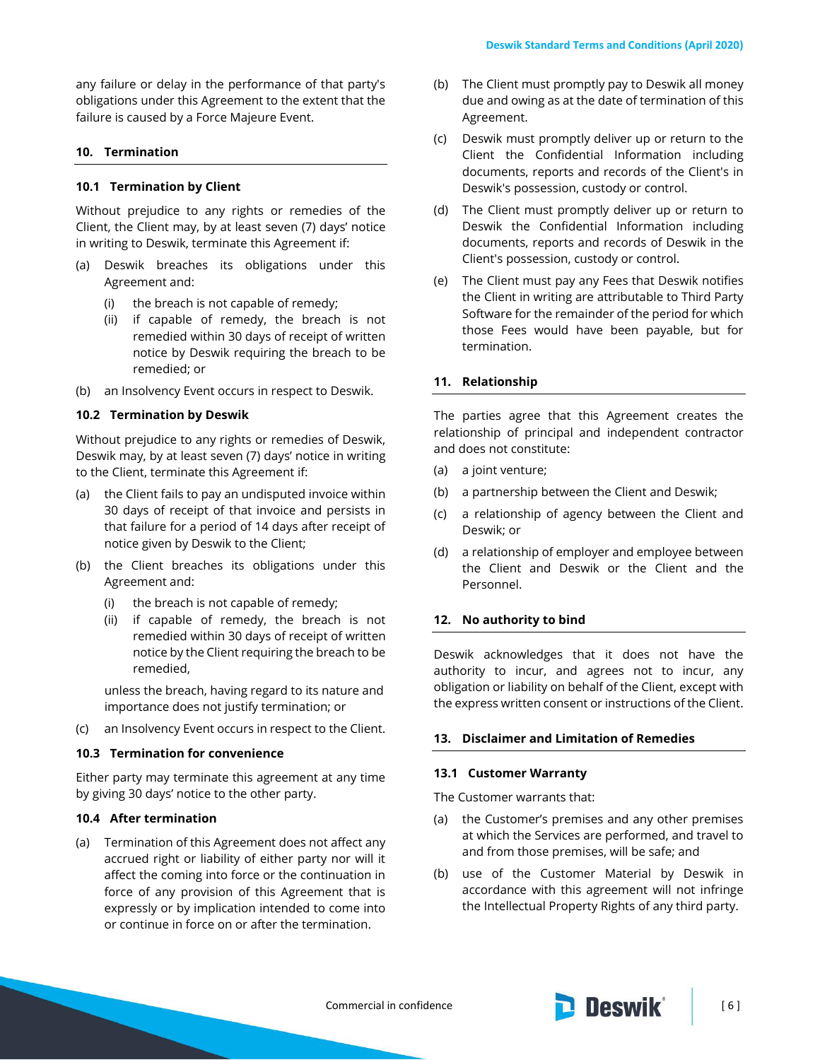any failure or delay in the performance of that party's obligations under this Agreement to the extent that the failure is caused by a Force Majeure Event.

## 10. Termination

### 10.1 Termination by Client

Without prejudice to any rights or remedies of the Client, the Client may, by at least seven (7) days' notice in writing to Deswik, terminate this Agreement if:

(a) Deswik breaches its obligations under this Agreement and:

  (i) the breach is not capable of remedy;

  (ii) if capable of remedy, the breach is not remedied within 30 days of receipt of written notice by Deswik requiring the breach to be remedied; or

(b) an Insolvency Event occurs in respect to Deswik.

### 10.2 Termination by Deswik

Without prejudice to any rights or remedies of Deswik, Deswik may, by at least seven (7) days' notice in writing to the Client, terminate this Agreement if:

(a) the Client fails to pay an undisputed invoice within 30 days of receipt of that invoice and persists in that failure for a period of 14 days after receipt of notice given by Deswik to the Client;

(b) the Client breaches its obligations under this Agreement and:

  (i) the breach is not capable of remedy;

  (ii) if capable of remedy, the breach is not remedied within 30 days of receipt of written notice by the Client requiring the breach to be remedied,

  unless the breach, having regard to its nature and importance does not justify termination; or

(c) an Insolvency Event occurs in respect to the Client.

### 10.3 Termination for convenience

Either party may terminate this agreement at any time by giving 30 days' notice to the other party.

### 10.4 After termination

(a) Termination of this Agreement does not affect any accrued right or liability of either party nor will it affect the coming into force or the continuation in force of any provision of this Agreement that is expressly or by implication intended to come into or continue in force on or after the termination.

(b) The Client must promptly pay to Deswik all money due and owing as at the date of termination of this Agreement.

(c) Deswik must promptly deliver up or return to the Client the Confidential Information including documents, reports and records of the Client's in Deswik's possession, custody or control.

(d) The Client must promptly deliver up or return to Deswik the Confidential Information including documents, reports and records of Deswik in the Client's possession, custody or control.

(e) The Client must pay any Fees that Deswik notifies the Client in writing are attributable to Third Party Software for the remainder of the period for which those Fees would have been payable, but for termination.

## 11. Relationship

The parties agree that this Agreement creates the relationship of principal and independent contractor and does not constitute:

(a) a joint venture;

(b) a partnership between the Client and Deswik;

(c) a relationship of agency between the Client and Deswik; or

(d) a relationship of employer and employee between the Client and Deswik or the Client and the Personnel.

## 12. No authority to bind

Deswik acknowledges that it does not have the authority to incur, and agrees not to incur, any obligation or liability on behalf of the Client, except with the express written consent or instructions of the Client.

## 13. Disclaimer and Limitation of Remedies

### 13.1 Customer Warranty

The Customer warrants that:

(a) the Customer's premises and any other premises at which the Services are performed, and travel to and from those premises, will be safe; and

(b) use of the Customer Material by Deswik in accordance with this agreement will not infringe the Intellectual Property Rights of any third party.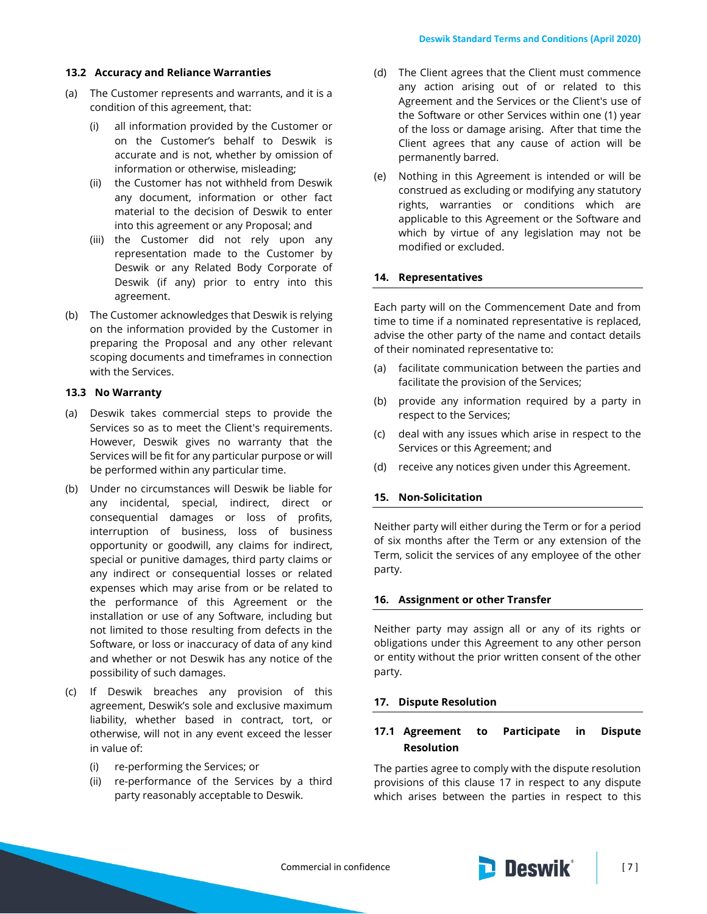### 13.2 Accuracy and Reliance Warranties

(a) The Customer represents and warrants, and it is a condition of this agreement, that:

   (i) all information provided by the Customer or on the Customer's behalf to Deswik is accurate and is not, whether by omission of information or otherwise, misleading;

   (ii) the Customer has not withheld from Deswik any document, information or other fact material to the decision of Deswik to enter into this agreement or any Proposal; and

   (iii) the Customer did not rely upon any representation made to the Customer by Deswik or any Related Body Corporate of Deswik (if any) prior to entry into this agreement.

(b) The Customer acknowledges that Deswik is relying on the information provided by the Customer in preparing the Proposal and any other relevant scoping documents and timeframes in connection with the Services.

### 13.3 No Warranty

(a) Deswik takes commercial steps to provide the Services so as to meet the Client's requirements. However, Deswik gives no warranty that the Services will be fit for any particular purpose or will be performed within any particular time.

(b) Under no circumstances will Deswik be liable for any incidental, special, indirect, direct or consequential damages or loss of profits, interruption of business, loss of business opportunity or goodwill, any claims for indirect, special or punitive damages, third party claims or any indirect or consequential losses or related expenses which may arise from or be related to the performance of this Agreement or the installation or use of any Software, including but not limited to those resulting from defects in the Software, or loss or inaccuracy of data of any kind and whether or not Deswik has any notice of the possibility of such damages.

(c) If Deswik breaches any provision of this agreement, Deswik's sole and exclusive maximum liability, whether based in contract, tort, or otherwise, will not in any event exceed the lesser in value of:

   (i) re-performing the Services; or

   (ii) re-performance of the Services by a third party reasonably acceptable to Deswik.

(d) The Client agrees that the Client must commence any action arising out of or related to this Agreement and the Services or the Client's use of the Software or other Services within one (1) year of the loss or damage arising. After that time the Client agrees that any cause of action will be permanently barred.

(e) Nothing in this Agreement is intended or will be construed as excluding or modifying any statutory rights, warranties or conditions which are applicable to this Agreement or the Software and which by virtue of any legislation may not be modified or excluded.

## 14. Representatives

Each party will on the Commencement Date and from time to time if a nominated representative is replaced, advise the other party of the name and contact details of their nominated representative to:

(a) facilitate communication between the parties and facilitate the provision of the Services;

(b) provide any information required by a party in respect to the Services;

(c) deal with any issues which arise in respect to the Services or this Agreement; and

(d) receive any notices given under this Agreement.

## 15. Non-Solicitation

Neither party will either during the Term or for a period of six months after the Term or any extension of the Term, solicit the services of any employee of the other party.

## 16. Assignment or other Transfer

Neither party may assign all or any of its rights or obligations under this Agreement to any other person or entity without the prior written consent of the other party.

## 17. Dispute Resolution

### 17.1 Agreement to Participate in Dispute Resolution

The parties agree to comply with the dispute resolution provisions of this clause 17 in respect to any dispute which arises between the parties in respect to this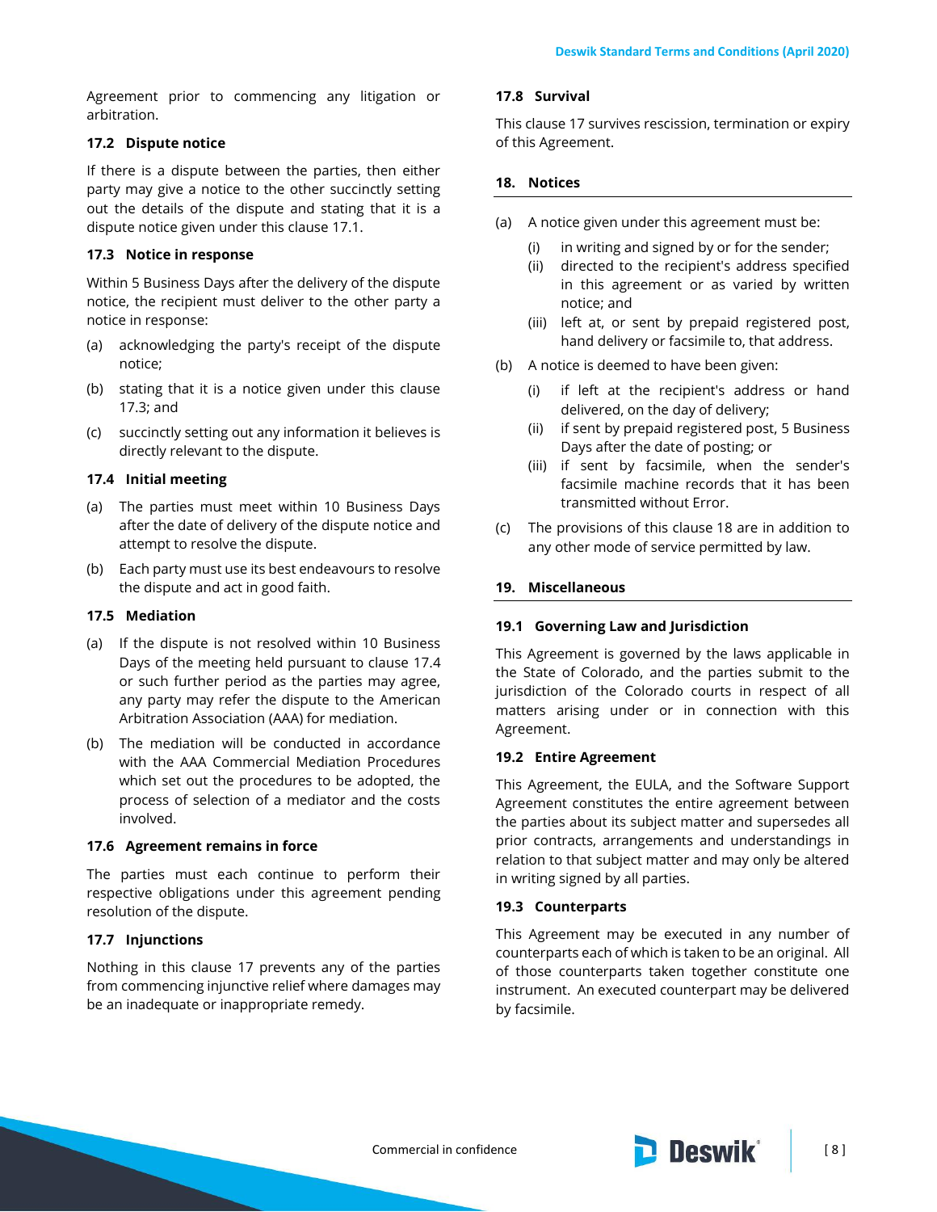Agreement prior to commencing any litigation or arbitration.

### 17.2 Dispute notice

If there is a dispute between the parties, then either party may give a notice to the other succinctly setting out the details of the dispute and stating that it is a dispute notice given under this clause 17.1.

### 17.3 Notice in response

Within 5 Business Days after the delivery of the dispute notice, the recipient must deliver to the other party a notice in response:

(a) acknowledging the party's receipt of the dispute notice;

(b) stating that it is a notice given under this clause 17.3; and

(c) succinctly setting out any information it believes is directly relevant to the dispute.

### 17.4 Initial meeting

(a) The parties must meet within 10 Business Days after the date of delivery of the dispute notice and attempt to resolve the dispute.

(b) Each party must use its best endeavours to resolve the dispute and act in good faith.

### 17.5 Mediation

(a) If the dispute is not resolved within 10 Business Days of the meeting held pursuant to clause 17.4 or such further period as the parties may agree, any party may refer the dispute to the American Arbitration Association (AAA) for mediation.

(b) The mediation will be conducted in accordance with the AAA Commercial Mediation Procedures which set out the procedures to be adopted, the process of selection of a mediator and the costs involved.

### 17.6 Agreement remains in force

The parties must each continue to perform their respective obligations under this agreement pending resolution of the dispute.

### 17.7 Injunctions

Nothing in this clause 17 prevents any of the parties from commencing injunctive relief where damages may be an inadequate or inappropriate remedy.

### 17.8 Survival

This clause 17 survives rescission, termination or expiry of this Agreement.

## 18. Notices

(a) A notice given under this agreement must be:

  (i) in writing and signed by or for the sender;
  (ii) directed to the recipient's address specified in this agreement or as varied by written notice; and
  (iii) left at, or sent by prepaid registered post, hand delivery or facsimile to, that address.

(b) A notice is deemed to have been given:

  (i) if left at the recipient's address or hand delivered, on the day of delivery;
  (ii) if sent by prepaid registered post, 5 Business Days after the date of posting; or
  (iii) if sent by facsimile, when the sender's facsimile machine records that it has been transmitted without Error.

(c) The provisions of this clause 18 are in addition to any other mode of service permitted by law.

## 19. Miscellaneous

### 19.1 Governing Law and Jurisdiction

This Agreement is governed by the laws applicable in the State of Colorado, and the parties submit to the jurisdiction of the Colorado courts in respect of all matters arising under or in connection with this Agreement.

### 19.2 Entire Agreement

This Agreement, the EULA, and the Software Support Agreement constitutes the entire agreement between the parties about its subject matter and supersedes all prior contracts, arrangements and understandings in relation to that subject matter and may only be altered in writing signed by all parties.

### 19.3 Counterparts

This Agreement may be executed in any number of counterparts each of which is taken to be an original. All of those counterparts taken together constitute one instrument. An executed counterpart may be delivered by facsimile.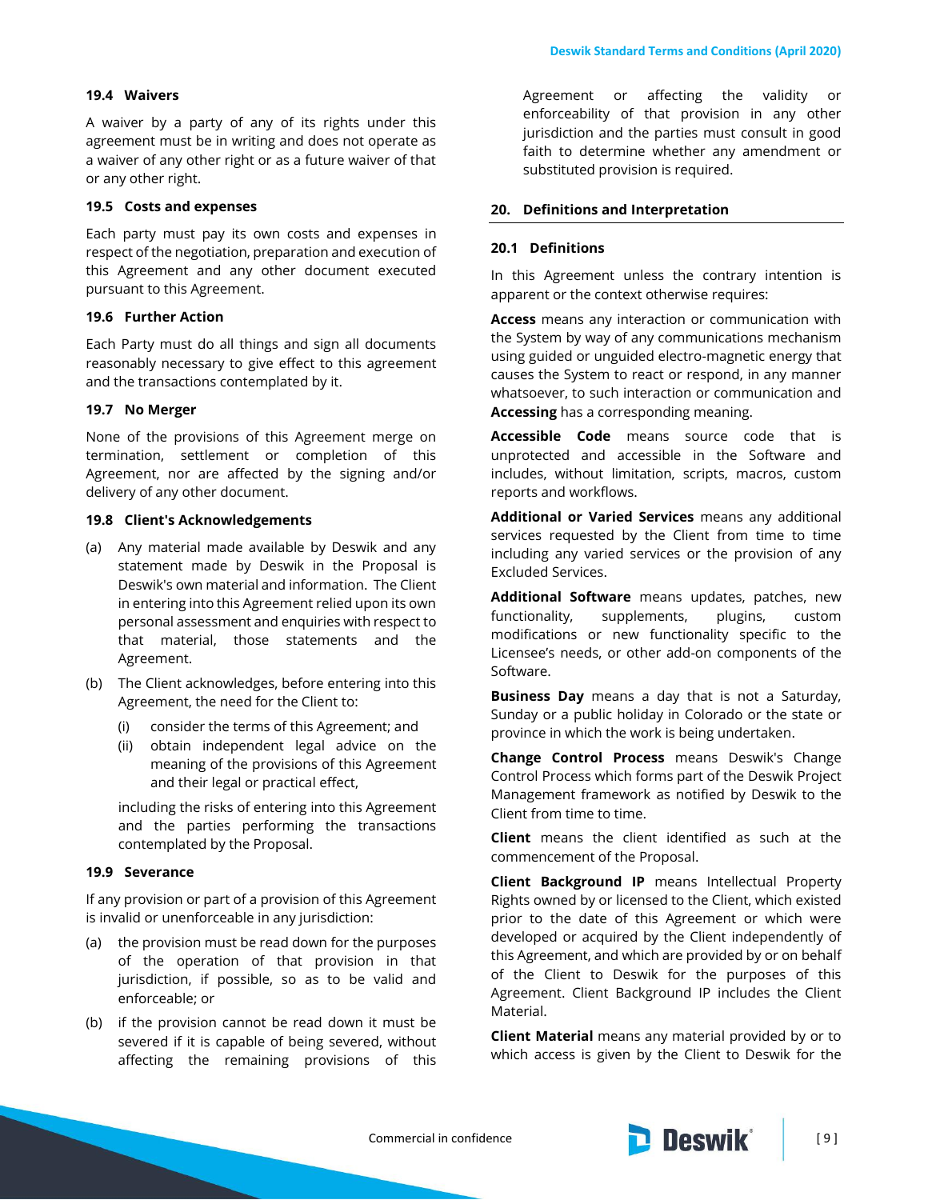### 19.4 Waivers

A waiver by a party of any of its rights under this agreement must be in writing and does not operate as a waiver of any other right or as a future waiver of that or any other right.

### 19.5 Costs and expenses

Each party must pay its own costs and expenses in respect of the negotiation, preparation and execution of this Agreement and any other document executed pursuant to this Agreement.

### 19.6 Further Action

Each Party must do all things and sign all documents reasonably necessary to give effect to this agreement and the transactions contemplated by it.

### 19.7 No Merger

None of the provisions of this Agreement merge on termination, settlement or completion of this Agreement, nor are affected by the signing and/or delivery of any other document.

### 19.8 Client's Acknowledgements

(a) Any material made available by Deswik and any statement made by Deswik in the Proposal is Deswik's own material and information. The Client in entering into this Agreement relied upon its own personal assessment and enquiries with respect to that material, those statements and the Agreement.

(b) The Client acknowledges, before entering into this Agreement, the need for the Client to:

   (i) consider the terms of this Agreement; and

   (ii) obtain independent legal advice on the meaning of the provisions of this Agreement and their legal or practical effect,

   including the risks of entering into this Agreement and the parties performing the transactions contemplated by the Proposal.

### 19.9 Severance

If any provision or part of a provision of this Agreement is invalid or unenforceable in any jurisdiction:

(a) the provision must be read down for the purposes of the operation of that provision in that jurisdiction, if possible, so as to be valid and enforceable; or

(b) if the provision cannot be read down it must be severed if it is capable of being severed, without affecting the remaining provisions of this Agreement or affecting the validity or enforceability of that provision in any other jurisdiction and the parties must consult in good faith to determine whether any amendment or substituted provision is required.

## 20. Definitions and Interpretation

### 20.1 Definitions

In this Agreement unless the contrary intention is apparent or the context otherwise requires:

**Access** means any interaction or communication with the System by way of any communications mechanism using guided or unguided electro-magnetic energy that causes the System to react or respond, in any manner whatsoever, to such interaction or communication and **Accessing** has a corresponding meaning.

**Accessible Code** means source code that is unprotected and accessible in the Software and includes, without limitation, scripts, macros, custom reports and workflows.

**Additional or Varied Services** means any additional services requested by the Client from time to time including any varied services or the provision of any Excluded Services.

**Additional Software** means updates, patches, new functionality, supplements, plugins, custom modifications or new functionality specific to the Licensee's needs, or other add-on components of the Software.

**Business Day** means a day that is not a Saturday, Sunday or a public holiday in Colorado or the state or province in which the work is being undertaken.

**Change Control Process** means Deswik's Change Control Process which forms part of the Deswik Project Management framework as notified by Deswik to the Client from time to time.

**Client** means the client identified as such at the commencement of the Proposal.

**Client Background IP** means Intellectual Property Rights owned by or licensed to the Client, which existed prior to the date of this Agreement or which were developed or acquired by the Client independently of this Agreement, and which are provided by or on behalf of the Client to Deswik for the purposes of this Agreement. Client Background IP includes the Client Material.

**Client Material** means any material provided by or to which access is given by the Client to Deswik for the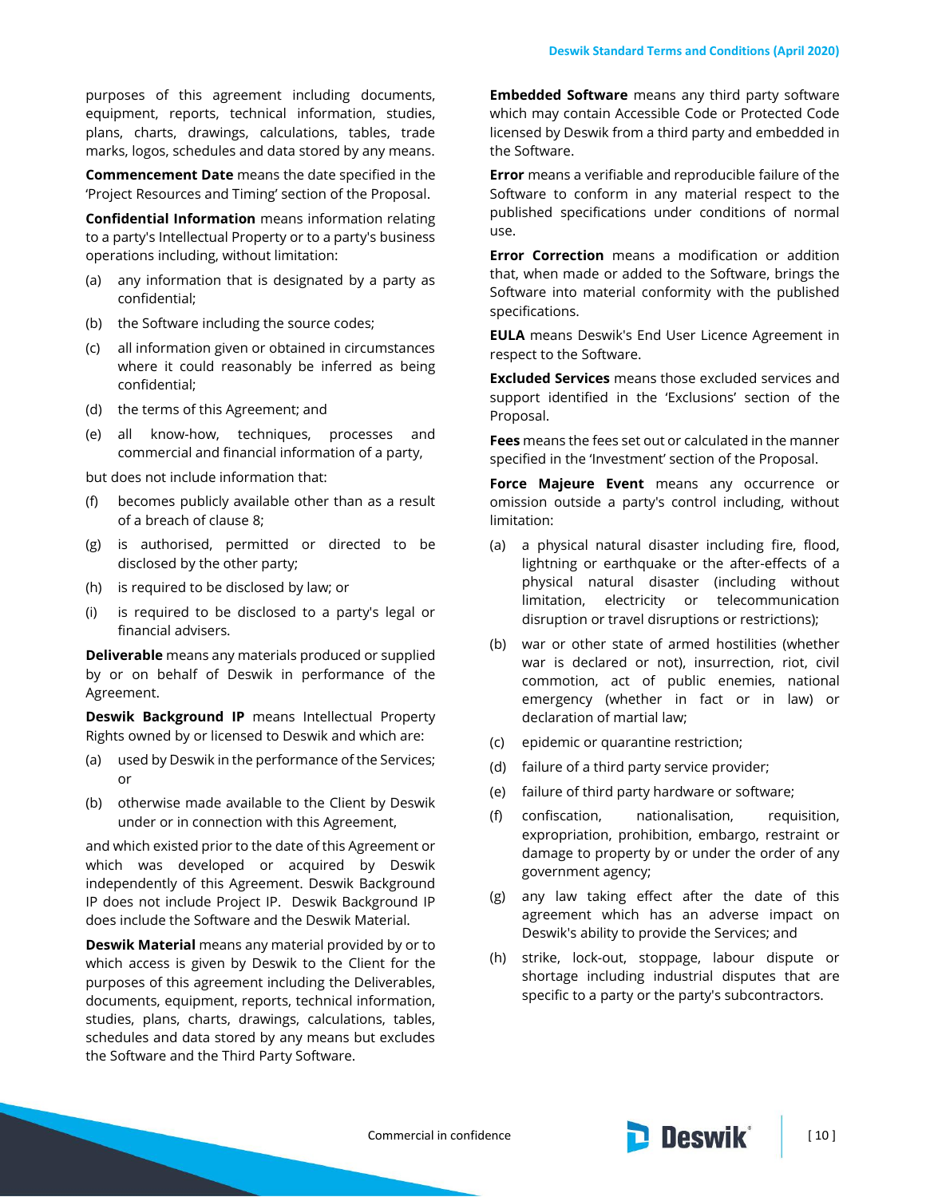purposes of this agreement including documents, equipment, reports, technical information, studies, plans, charts, drawings, calculations, tables, trade marks, logos, schedules and data stored by any means.

**Commencement Date** means the date specified in the 'Project Resources and Timing' section of the Proposal.

**Confidential Information** means information relating to a party's Intellectual Property or to a party's business operations including, without limitation:

(a) any information that is designated by a party as confidential;

(b) the Software including the source codes;

(c) all information given or obtained in circumstances where it could reasonably be inferred as being confidential;

(d) the terms of this Agreement; and

(e) all know-how, techniques, processes and commercial and financial information of a party,

but does not include information that:

(f) becomes publicly available other than as a result of a breach of clause 8;

(g) is authorised, permitted or directed to be disclosed by the other party;

(h) is required to be disclosed by law; or

(i) is required to be disclosed to a party's legal or financial advisers.

**Deliverable** means any materials produced or supplied by or on behalf of Deswik in performance of the Agreement.

**Deswik Background IP** means Intellectual Property Rights owned by or licensed to Deswik and which are:

(a) used by Deswik in the performance of the Services; or

(b) otherwise made available to the Client by Deswik under or in connection with this Agreement,

and which existed prior to the date of this Agreement or which was developed or acquired by Deswik independently of this Agreement. Deswik Background IP does not include Project IP. Deswik Background IP does include the Software and the Deswik Material.

**Deswik Material** means any material provided by or to which access is given by Deswik to the Client for the purposes of this agreement including the Deliverables, documents, equipment, reports, technical information, studies, plans, charts, drawings, calculations, tables, schedules and data stored by any means but excludes the Software and the Third Party Software.

**Embedded Software** means any third party software which may contain Accessible Code or Protected Code licensed by Deswik from a third party and embedded in the Software.

**Error** means a verifiable and reproducible failure of the Software to conform in any material respect to the published specifications under conditions of normal use.

**Error Correction** means a modification or addition that, when made or added to the Software, brings the Software into material conformity with the published specifications.

**EULA** means Deswik's End User Licence Agreement in respect to the Software.

**Excluded Services** means those excluded services and support identified in the 'Exclusions' section of the Proposal.

**Fees** means the fees set out or calculated in the manner specified in the 'Investment' section of the Proposal.

**Force Majeure Event** means any occurrence or omission outside a party's control including, without limitation:

(a) a physical natural disaster including fire, flood, lightning or earthquake or the after-effects of a physical natural disaster (including without limitation, electricity or telecommunication disruption or travel disruptions or restrictions);

(b) war or other state of armed hostilities (whether war is declared or not), insurrection, riot, civil commotion, act of public enemies, national emergency (whether in fact or in law) or declaration of martial law;

(c) epidemic or quarantine restriction;

(d) failure of a third party service provider;

(e) failure of third party hardware or software;

(f) confiscation, nationalisation, requisition, expropriation, prohibition, embargo, restraint or damage to property by or under the order of any government agency;

(g) any law taking effect after the date of this agreement which has an adverse impact on Deswik's ability to provide the Services; and

(h) strike, lock-out, stoppage, labour dispute or shortage including industrial disputes that are specific to a party or the party's subcontractors.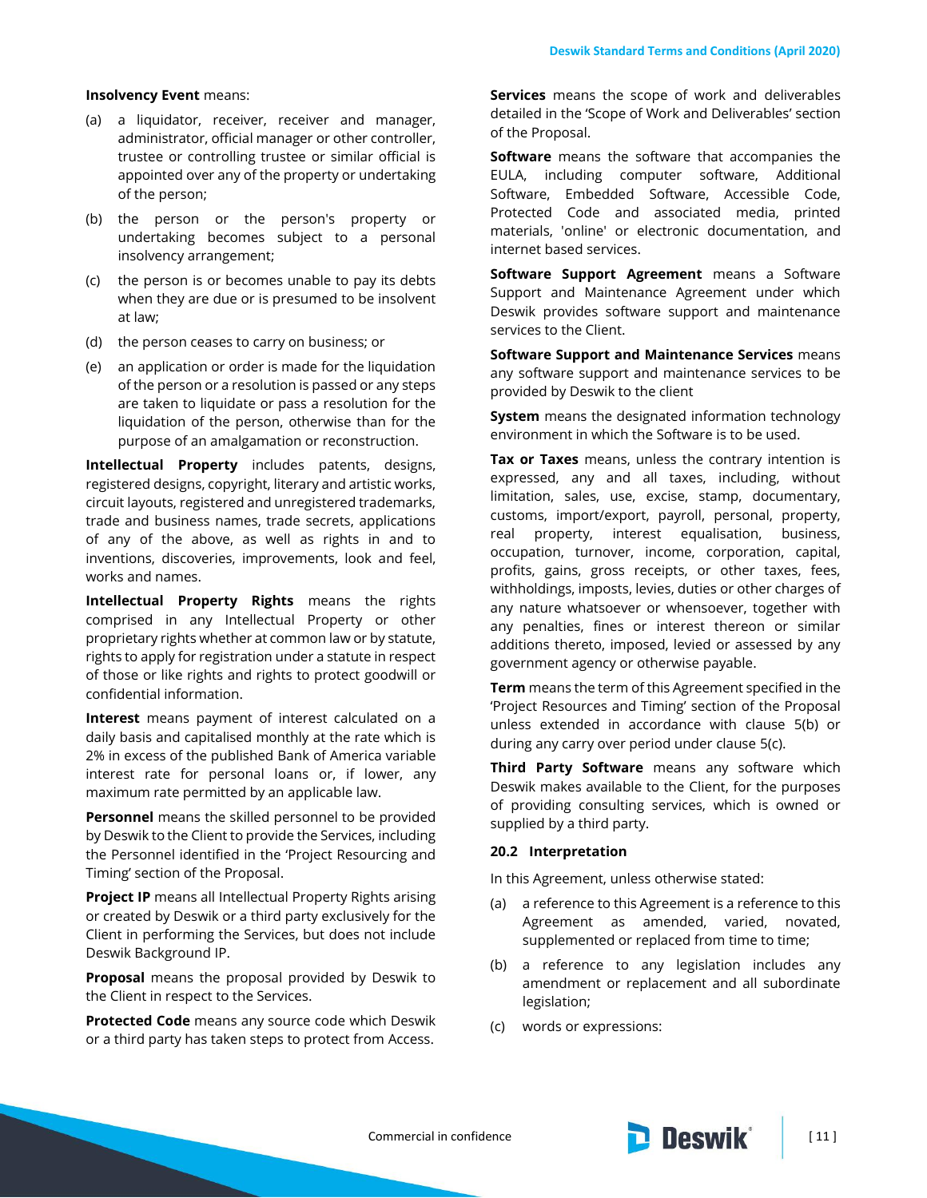**Insolvency Event** means:

(a) a liquidator, receiver, receiver and manager, administrator, official manager or other controller, trustee or controlling trustee or similar official is appointed over any of the property or undertaking of the person;

(b) the person or the person's property or undertaking becomes subject to a personal insolvency arrangement;

(c) the person is or becomes unable to pay its debts when they are due or is presumed to be insolvent at law;

(d) the person ceases to carry on business; or

(e) an application or order is made for the liquidation of the person or a resolution is passed or any steps are taken to liquidate or pass a resolution for the liquidation of the person, otherwise than for the purpose of an amalgamation or reconstruction.

**Intellectual Property** includes patents, designs, registered designs, copyright, literary and artistic works, circuit layouts, registered and unregistered trademarks, trade and business names, trade secrets, applications of any of the above, as well as rights in and to inventions, discoveries, improvements, look and feel, works and names.

**Intellectual Property Rights** means the rights comprised in any Intellectual Property or other proprietary rights whether at common law or by statute, rights to apply for registration under a statute in respect of those or like rights and rights to protect goodwill or confidential information.

**Interest** means payment of interest calculated on a daily basis and capitalised monthly at the rate which is 2% in excess of the published Bank of America variable interest rate for personal loans or, if lower, any maximum rate permitted by an applicable law.

**Personnel** means the skilled personnel to be provided by Deswik to the Client to provide the Services, including the Personnel identified in the 'Project Resourcing and Timing' section of the Proposal.

**Project IP** means all Intellectual Property Rights arising or created by Deswik or a third party exclusively for the Client in performing the Services, but does not include Deswik Background IP.

**Proposal** means the proposal provided by Deswik to the Client in respect to the Services.

**Protected Code** means any source code which Deswik or a third party has taken steps to protect from Access.

**Services** means the scope of work and deliverables detailed in the 'Scope of Work and Deliverables' section of the Proposal.

**Software** means the software that accompanies the EULA, including computer software, Additional Software, Embedded Software, Accessible Code, Protected Code and associated media, printed materials, 'online' or electronic documentation, and internet based services.

**Software Support Agreement** means a Software Support and Maintenance Agreement under which Deswik provides software support and maintenance services to the Client.

**Software Support and Maintenance Services** means any software support and maintenance services to be provided by Deswik to the client

**System** means the designated information technology environment in which the Software is to be used.

**Tax or Taxes** means, unless the contrary intention is expressed, any and all taxes, including, without limitation, sales, use, excise, stamp, documentary, customs, import/export, payroll, personal, property, real property, interest equalisation, business, occupation, turnover, income, corporation, capital, profits, gains, gross receipts, or other taxes, fees, withholdings, imposts, levies, duties or other charges of any nature whatsoever or whensoever, together with any penalties, fines or interest thereon or similar additions thereto, imposed, levied or assessed by any government agency or otherwise payable.

**Term** means the term of this Agreement specified in the 'Project Resources and Timing' section of the Proposal unless extended in accordance with clause 5(b) or during any carry over period under clause 5(c).

**Third Party Software** means any software which Deswik makes available to the Client, for the purposes of providing consulting services, which is owned or supplied by a third party.

### 20.2 Interpretation

In this Agreement, unless otherwise stated:

(a) a reference to this Agreement is a reference to this Agreement as amended, varied, novated, supplemented or replaced from time to time;

(b) a reference to any legislation includes any amendment or replacement and all subordinate legislation;

(c) words or expressions: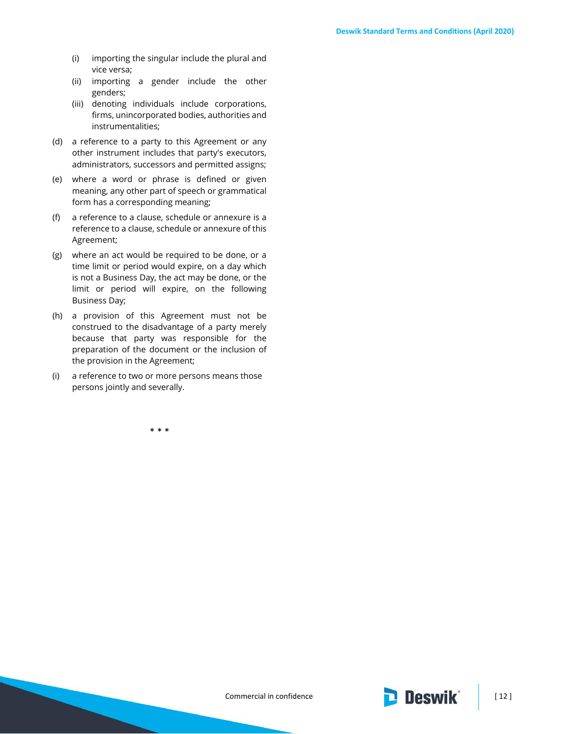- (i) importing the singular include the plural and vice versa;
- (ii) importing a gender include the other genders;
- (iii) denoting individuals include corporations, firms, unincorporated bodies, authorities and instrumentalities;

(d) a reference to a party to this Agreement or any other instrument includes that party's executors, administrators, successors and permitted assigns;

(e) where a word or phrase is defined or given meaning, any other part of speech or grammatical form has a corresponding meaning;

(f) a reference to a clause, schedule or annexure is a reference to a clause, schedule or annexure of this Agreement;

(g) where an act would be required to be done, or a time limit or period would expire, on a day which is not a Business Day, the act may be done, or the limit or period will expire, on the following Business Day;

(h) a provision of this Agreement must not be construed to the disadvantage of a party merely because that party was responsible for the preparation of the document or the inclusion of the provision in the Agreement;

(i) a reference to two or more persons means those persons jointly and severally.

\* \* \*